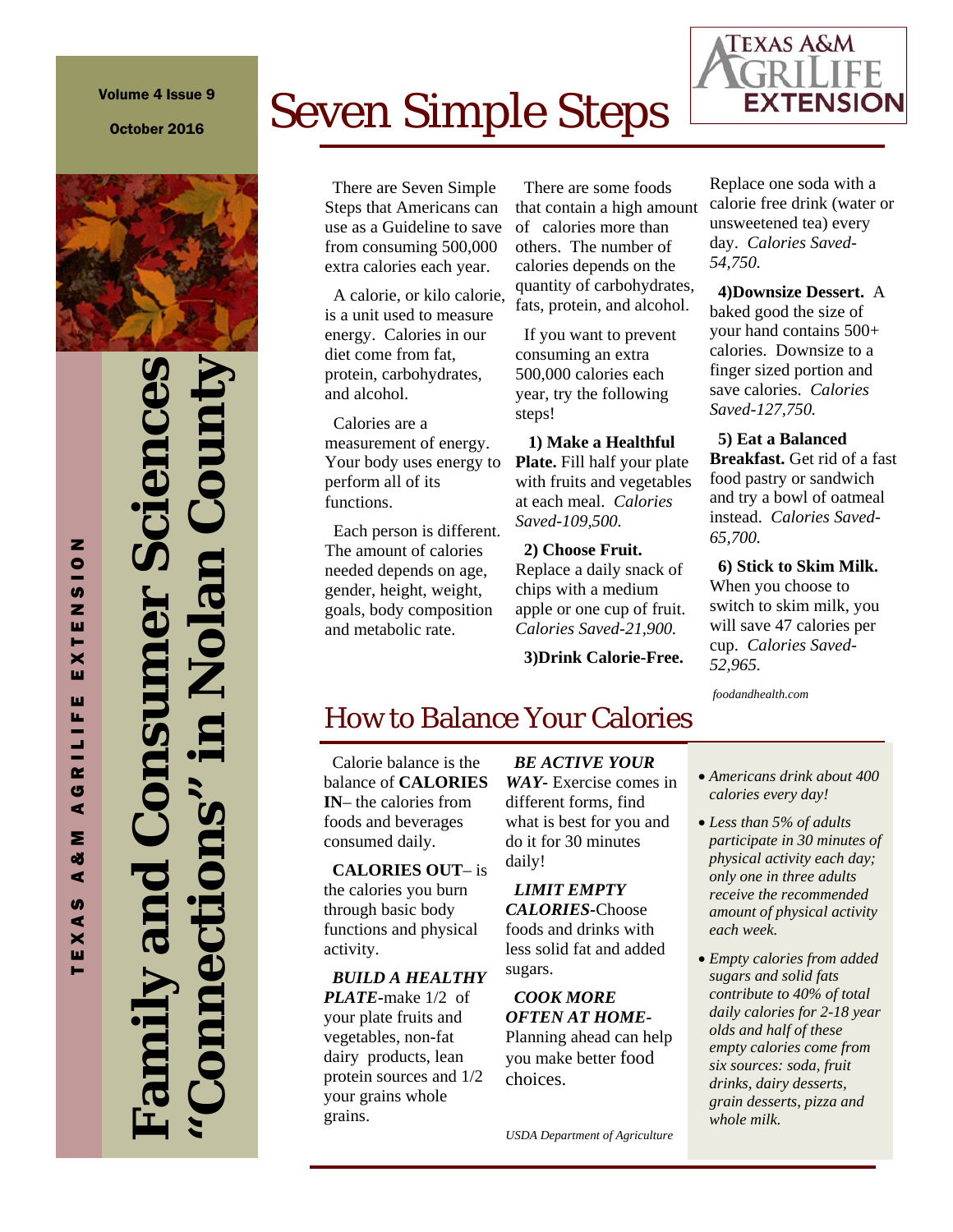Volume 4 Issue 9

October 2016

# Family and Consumer Sciences "Connections" in Nolan County

TEXAS A&M AGRILIFE EXTENSION

## Seven Simple Steps

There are Seven Simple Steps that Americans can use as a Guideline to save from consuming 500,000 extra calories each year.

A calorie, or kilo calorie, is a unit used to measure energy. Calories in our diet come from fat, protein, carbohydrates, and alcohol.

Calories are a measurement of energy. Your body uses energy to perform all of its functions.

Each person is different. The amount of calories needed depends on age, gender, height, weight, goals, body composition and metabolic rate.

There are some foods that contain a high amount of calories more than others. The number of calories depends on the quantity of carbohydrates, fats, protein, and alcohol.

If you want to prevent consuming an extra 500,000 calories each year, try the following steps!

**1) Make a Healthful Plate.** Fill half your plate with fruits and vegetables at each meal. *Calories Saved-109,500.*

**2) Choose Fruit.** Replace a daily snack of chips with a medium apple or one cup of fruit. *Calories Saved-21,900.*

**3)Drink Calorie-Free.** Replace one soda with a calorie free drink (water or unsweetened tea) every day. *Calories Saved-54,750.*

**4)Downsize Dessert.** A baked good the size of your hand contains 500+ calories. Downsize to a finger sized portion and save calories. *Calories Saved-127,750.*

**5) Eat a Balanced Breakfast.** Get rid of a fast food pastry or sandwich and try a bowl of oatmeal instead. *Calories Saved-65,700.*

**6) Stick to Skim Milk.** When you choose to switch to skim milk, you will save 47 calories per cup. *Calories Saved-52,965.*

*foodandhealth.com*

## How to Balance Your Calories

Calorie balance is the balance of **CALORIES IN**– the calories from foods and beverages consumed daily.

**CALORIES OUT**– is the calories you burn through basic body functions and physical activity.

***BUILD A HEALTHY PLATE***-make 1/2 of your plate fruits and vegetables, non-fat dairy products, lean protein sources and 1/2 your grains whole grains.

***BE ACTIVE YOUR WAY***- Exercise comes in different forms, find what is best for you and do it for 30 minutes daily!

***LIMIT EMPTY CALORIES***-Choose foods and drinks with less solid fat and added sugars.

***COOK MORE OFTEN AT HOME***- Planning ahead can help you make better food choices.

*USDA Department of Agriculture*

- *Americans drink about 400 calories every day!*
- *Less than 5% of adults participate in 30 minutes of physical activity each day; only one in three adults receive the recommended amount of physical activity each week.*
- *Empty calories from added sugars and solid fats contribute to 40% of total daily calories for 2-18 year olds and half of these empty calories come from six sources: soda, fruit drinks, dairy desserts, grain desserts, pizza and whole milk.*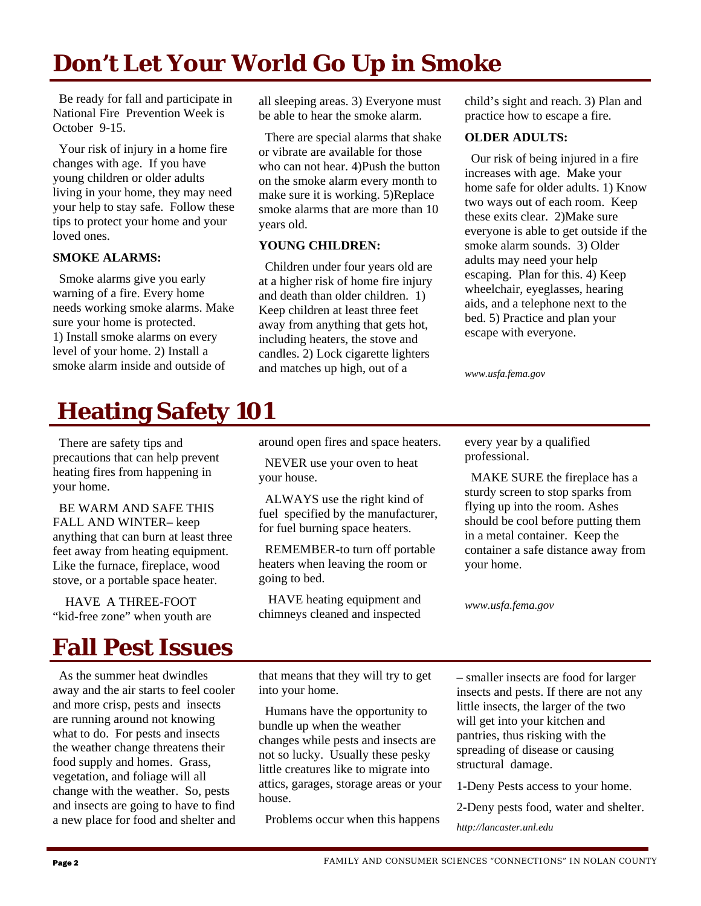# Don't Let Your World Go Up in Smoke

Be ready for fall and participate in National Fire Prevention Week is October 9-15.

Your risk of injury in a home fire changes with age. If you have young children or older adults living in your home, they may need your help to stay safe. Follow these tips to protect your home and your loved ones.

**SMOKE ALARMS:**

Smoke alarms give you early warning of a fire. Every home needs working smoke alarms. Make sure your home is protected. 1) Install smoke alarms on every level of your home. 2) Install a smoke alarm inside and outside of all sleeping areas. 3) Everyone must be able to hear the smoke alarm.

There are special alarms that shake or vibrate are available for those who can not hear. 4)Push the button on the smoke alarm every month to make sure it is working. 5)Replace smoke alarms that are more than 10 years old.

**YOUNG CHILDREN:**

Children under four years old are at a higher risk of home fire injury and death than older children. 1) Keep children at least three feet away from anything that gets hot, including heaters, the stove and candles. 2) Lock cigarette lighters and matches up high, out of a child's sight and reach. 3) Plan and practice how to escape a fire.

**OLDER ADULTS:**

Our risk of being injured in a fire increases with age. Make your home safe for older adults. 1) Know two ways out of each room. Keep these exits clear. 2)Make sure everyone is able to get outside if the smoke alarm sounds. 3) Older adults may need your help escaping. Plan for this. 4) Keep wheelchair, eyeglasses, hearing aids, and a telephone next to the bed. 5) Practice and plan your escape with everyone.

*www.usfa.fema.gov*

# Heating Safety 101

There are safety tips and precautions that can help prevent heating fires from happening in your home.

BE WARM AND SAFE THIS FALL AND WINTER– keep anything that can burn at least three feet away from heating equipment. Like the furnace, fireplace, wood stove, or a portable space heater.

HAVE A THREE-FOOT "kid-free zone" when youth are around open fires and space heaters.

NEVER use your oven to heat your house.

ALWAYS use the right kind of fuel specified by the manufacturer, for fuel burning space heaters.

REMEMBER-to turn off portable heaters when leaving the room or going to bed.

HAVE heating equipment and chimneys cleaned and inspected every year by a qualified professional.

MAKE SURE the fireplace has a sturdy screen to stop sparks from flying up into the room. Ashes should be cool before putting them in a metal container. Keep the container a safe distance away from your home.

*www.usfa.fema.gov*

# Fall Pest Issues

As the summer heat dwindles away and the air starts to feel cooler and more crisp, pests and insects are running around not knowing what to do. For pests and insects the weather change threatens their food supply and homes. Grass, vegetation, and foliage will all change with the weather. So, pests and insects are going to have to find a new place for food and shelter and that means that they will try to get into your home.

Humans have the opportunity to bundle up when the weather changes while pests and insects are not so lucky. Usually these pesky little creatures like to migrate into attics, garages, storage areas or your house.

Problems occur when this happens – smaller insects are food for larger insects and pests. If there are not any little insects, the larger of the two will get into your kitchen and pantries, thus risking with the spreading of disease or causing structural damage.

1-Deny Pests access to your home.

2-Deny pests food, water and shelter.

*http://lancaster.unl.edu*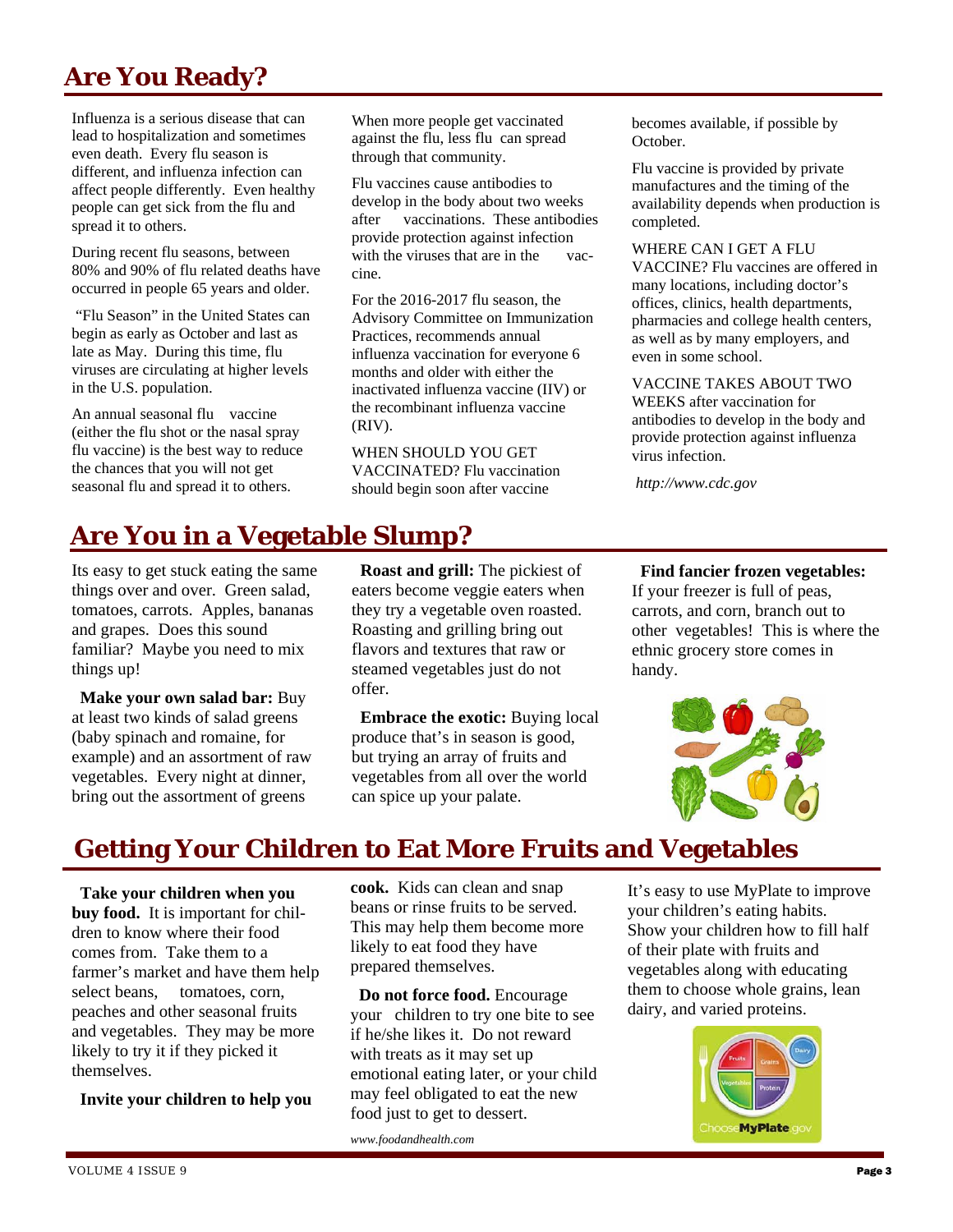## Are You Ready?

Influenza is a serious disease that can lead to hospitalization and sometimes even death. Every flu season is different, and influenza infection can affect people differently. Even healthy people can get sick from the flu and spread it to others.

During recent flu seasons, between 80% and 90% of flu related deaths have occurred in people 65 years and older.

"Flu Season" in the United States can begin as early as October and last as late as May. During this time, flu viruses are circulating at higher levels in the U.S. population.

An annual seasonal flu vaccine (either the flu shot or the nasal spray flu vaccine) is the best way to reduce the chances that you will not get seasonal flu and spread it to others.

When more people get vaccinated against the flu, less flu can spread through that community.

Flu vaccines cause antibodies to develop in the body about two weeks after vaccinations. These antibodies provide protection against infection with the viruses that are in the vaccine.

For the 2016-2017 flu season, the Advisory Committee on Immunization Practices, recommends annual influenza vaccination for everyone 6 months and older with either the inactivated influenza vaccine (IIV) or the recombinant influenza vaccine (RIV).

WHEN SHOULD YOU GET VACCINATED? Flu vaccination should begin soon after vaccine becomes available, if possible by October.

Flu vaccine is provided by private manufactures and the timing of the availability depends when production is completed.

WHERE CAN I GET A FLU VACCINE? Flu vaccines are offered in many locations, including doctor's offices, clinics, health departments, pharmacies and college health centers, as well as by many employers, and even in some school.

VACCINE TAKES ABOUT TWO WEEKS after vaccination for antibodies to develop in the body and provide protection against influenza virus infection.

*http://www.cdc.gov*

## Are You in a Vegetable Slump?

Its easy to get stuck eating the same things over and over. Green salad, tomatoes, carrots. Apples, bananas and grapes. Does this sound familiar? Maybe you need to mix things up!

**Make your own salad bar:** Buy at least two kinds of salad greens (baby spinach and romaine, for example) and an assortment of raw vegetables. Every night at dinner, bring out the assortment of greens

**Roast and grill:** The pickiest of eaters become veggie eaters when they try a vegetable oven roasted. Roasting and grilling bring out flavors and textures that raw or steamed vegetables just do not offer.

**Embrace the exotic:** Buying local produce that's in season is good, but trying an array of fruits and vegetables from all over the world can spice up your palate.

**Find fancier frozen vegetables:** If your freezer is full of peas, carrots, and corn, branch out to other vegetables! This is where the ethnic grocery store comes in handy.

## Getting Your Children to Eat More Fruits and Vegetables

**Take your children when you buy food.** It is important for children to know where their food comes from. Take them to a farmer's market and have them help select beans, tomatoes, corn, peaches and other seasonal fruits and vegetables. They may be more likely to try it if they picked it themselves.

**Invite your children to help you cook.** Kids can clean and snap beans or rinse fruits to be served. This may help them become more likely to eat food they have prepared themselves.

**Do not force food.** Encourage your children to try one bite to see if he/she likes it. Do not reward with treats as it may set up emotional eating later, or your child may feel obligated to eat the new food just to get to dessert.

*www.foodandhealth.com*

It's easy to use MyPlate to improve your children's eating habits. Show your children how to fill half of their plate with fruits and vegetables along with educating them to choose whole grains, lean dairy, and varied proteins.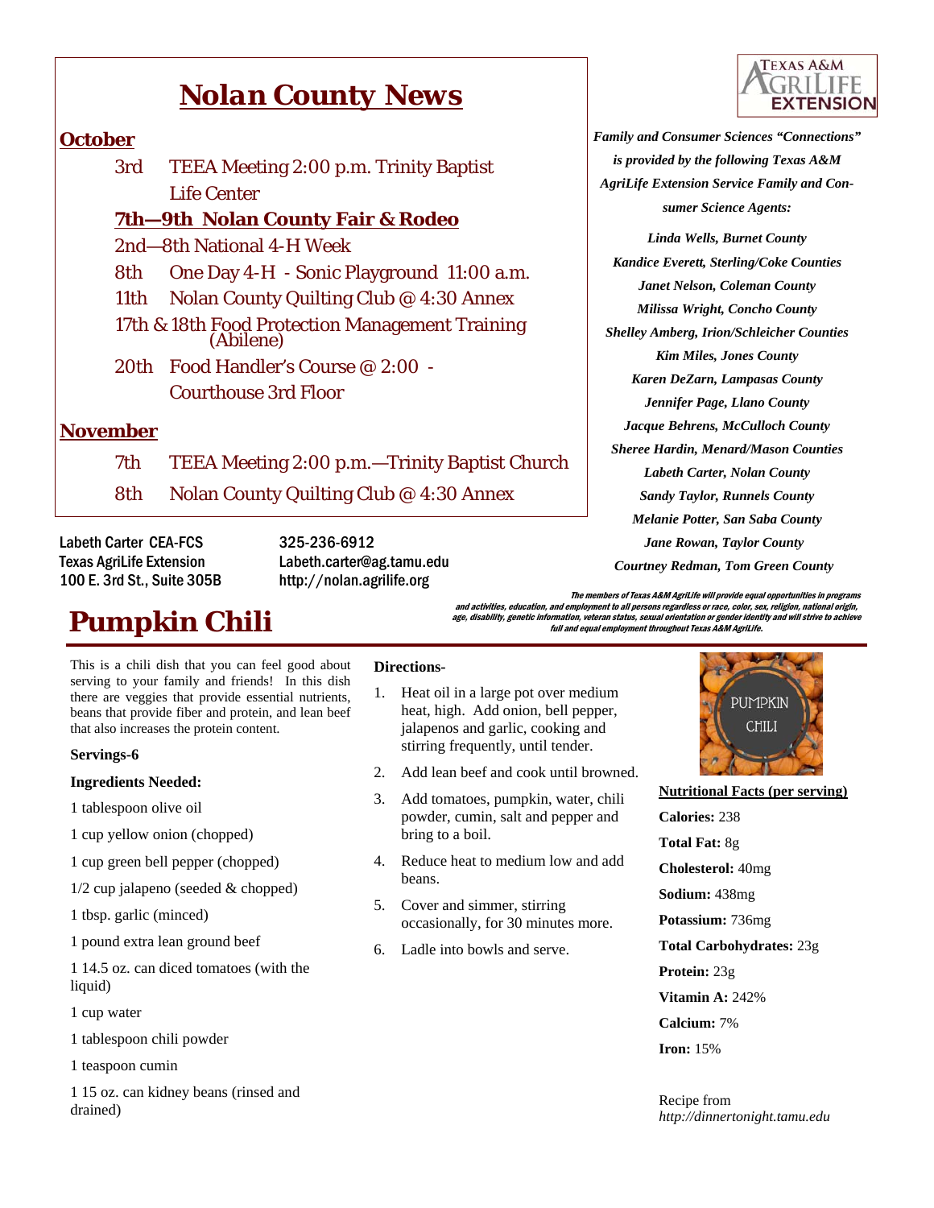# Nolan County News

## October

3rd TEEA Meeting 2:00 p.m. Trinity Baptist Life Center

**7th—9th Nolan County Fair & Rodeo**

2nd—8th National 4-H Week

8th One Day 4-H - Sonic Playground 11:00 a.m.

11th Nolan County Quilting Club @ 4:30 Annex

17th & 18th Food Protection Management Training (Abilene)

20th Food Handler's Course @ 2:00 - Courthouse 3rd Floor

## November

7th TEEA Meeting 2:00 p.m.—Trinity Baptist Church

8th Nolan County Quilting Club @ 4:30 Annex

Labeth Carter CEA-FCS
Texas AgriLife Extension
100 E. 3rd St., Suite 305B

325-236-6912
Labeth.carter@ag.tamu.edu
http://nolan.agrilife.org

TEXAS A&M AGRILIFE EXTENSION

*Family and Consumer Sciences "Connections" is provided by the following Texas A&M AgriLife Extension Service Family and Consumer Science Agents:*

*Linda Wells, Burnet County*
*Kandice Everett, Sterling/Coke Counties*
*Janet Nelson, Coleman County*
*Milissa Wright, Concho County*
*Shelley Amberg, Irion/Schleicher Counties*
*Kim Miles, Jones County*
*Karen DeZarn, Lampasas County*
*Jennifer Page, Llano County*
*Jacque Behrens, McCulloch County*
*Sheree Hardin, Menard/Mason Counties*
*Labeth Carter, Nolan County*
*Sandy Taylor, Runnels County*
*Melanie Potter, San Saba County*
*Jane Rowan, Taylor County*
*Courtney Redman, Tom Green County*

*The members of Texas A&M AgriLife will provide equal opportunities in programs and activities, education, and employment to all persons regardless or race, color, sex, religion, national origin, age, disability, genetic information, veteran status, sexual orientation or gender identity and will strive to achieve full and equal employment throughout Texas A&M AgriLife.*

# Pumpkin Chili

This is a chili dish that you can feel good about serving to your family and friends! In this dish there are veggies that provide essential nutrients, beans that provide fiber and protein, and lean beef that also increases the protein content.

**Servings-6**

**Ingredients Needed:**

1 tablespoon olive oil

1 cup yellow onion (chopped)

1 cup green bell pepper (chopped)

1/2 cup jalapeno (seeded & chopped)

1 tbsp. garlic (minced)

1 pound extra lean ground beef

1 14.5 oz. can diced tomatoes (with the liquid)

1 cup water

1 tablespoon chili powder

1 teaspoon cumin

1 15 oz. can kidney beans (rinsed and drained)

**Directions-**

1. Heat oil in a large pot over medium heat, high. Add onion, bell pepper, jalapenos and garlic, cooking and stirring frequently, until tender.
2. Add lean beef and cook until browned.
3. Add tomatoes, pumpkin, water, chili powder, cumin, salt and pepper and bring to a boil.
4. Reduce heat to medium low and add beans.
5. Cover and simmer, stirring occasionally, for 30 minutes more.
6. Ladle into bowls and serve.

PUMPKIN CHILI

**Nutritional Facts (per serving)**

**Calories:** 238

**Total Fat:** 8g

**Cholesterol:** 40mg

**Sodium:** 438mg

**Potassium:** 736mg

**Total Carbohydrates:** 23g

**Protein:** 23g

**Vitamin A:** 242%

**Calcium:** 7%

**Iron:** 15%

Recipe from *http://dinnertonight.tamu.edu*